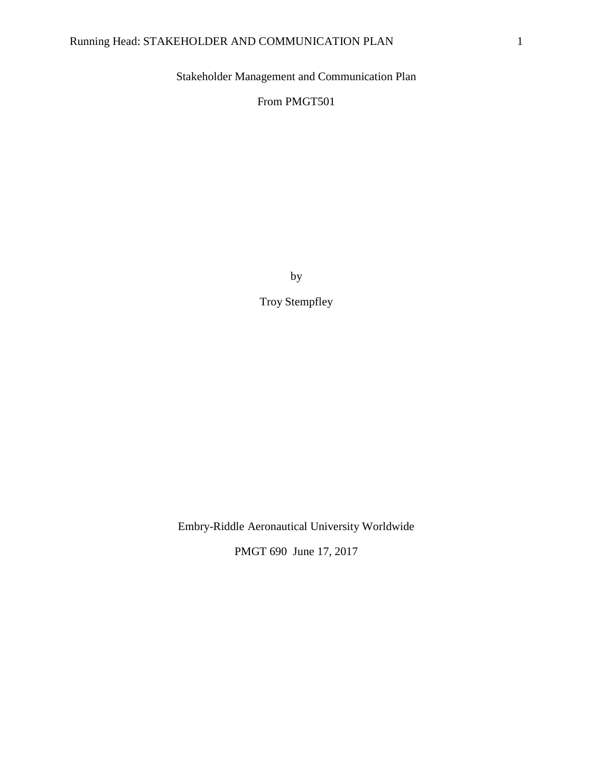# Stakeholder Management and Communication Plan

From PMGT501

by

Troy Stempfley

Embry-Riddle Aeronautical University Worldwide

PMGT 690 June 17, 2017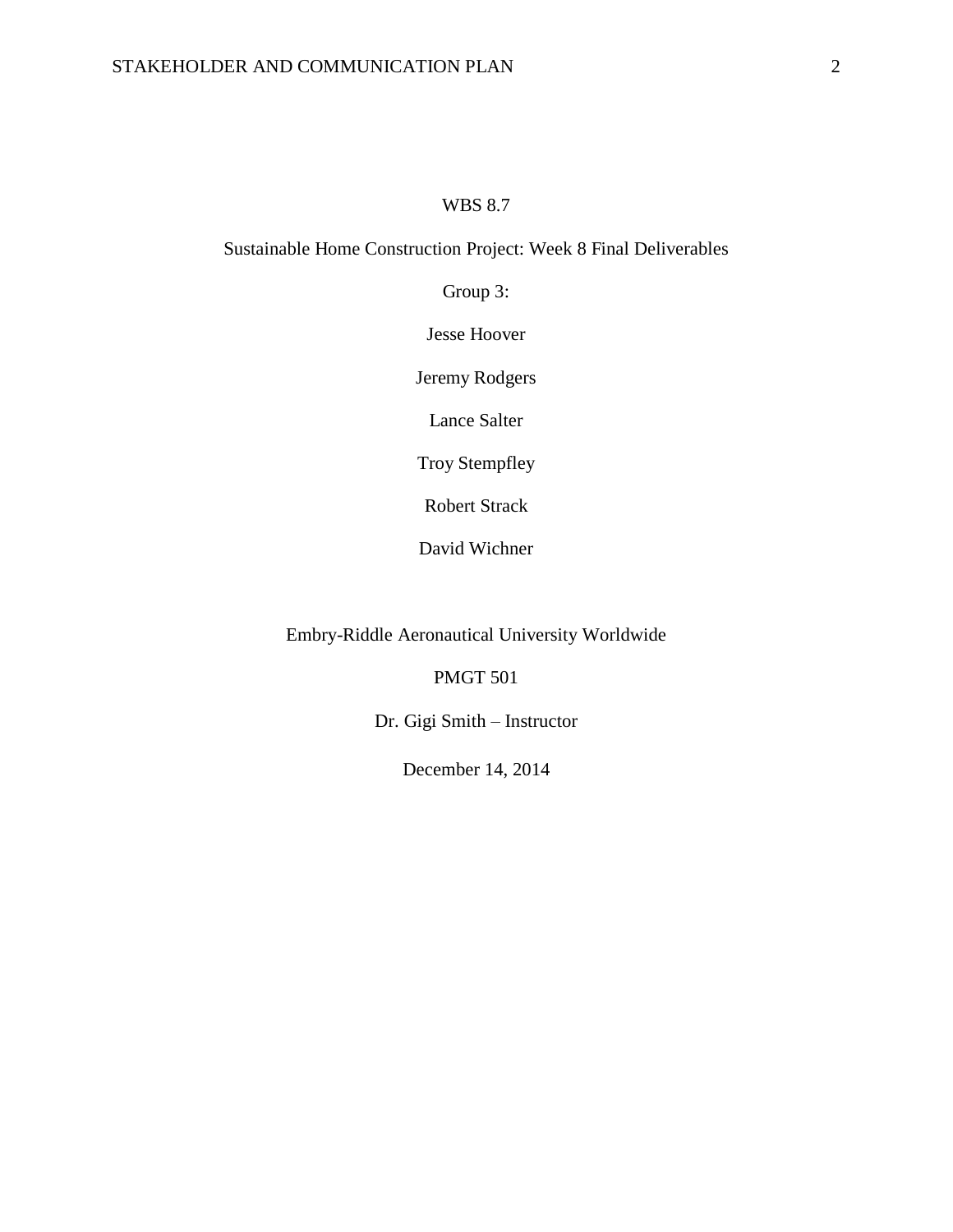WBS 8.7

Sustainable Home Construction Project: Week 8 Final Deliverables

Group 3:

Jesse Hoover

Jeremy Rodgers

Lance Salter

Troy Stempfley

Robert Strack

David Wichner

Embry-Riddle Aeronautical University Worldwide

PMGT 501

Dr. Gigi Smith – Instructor

December 14, 2014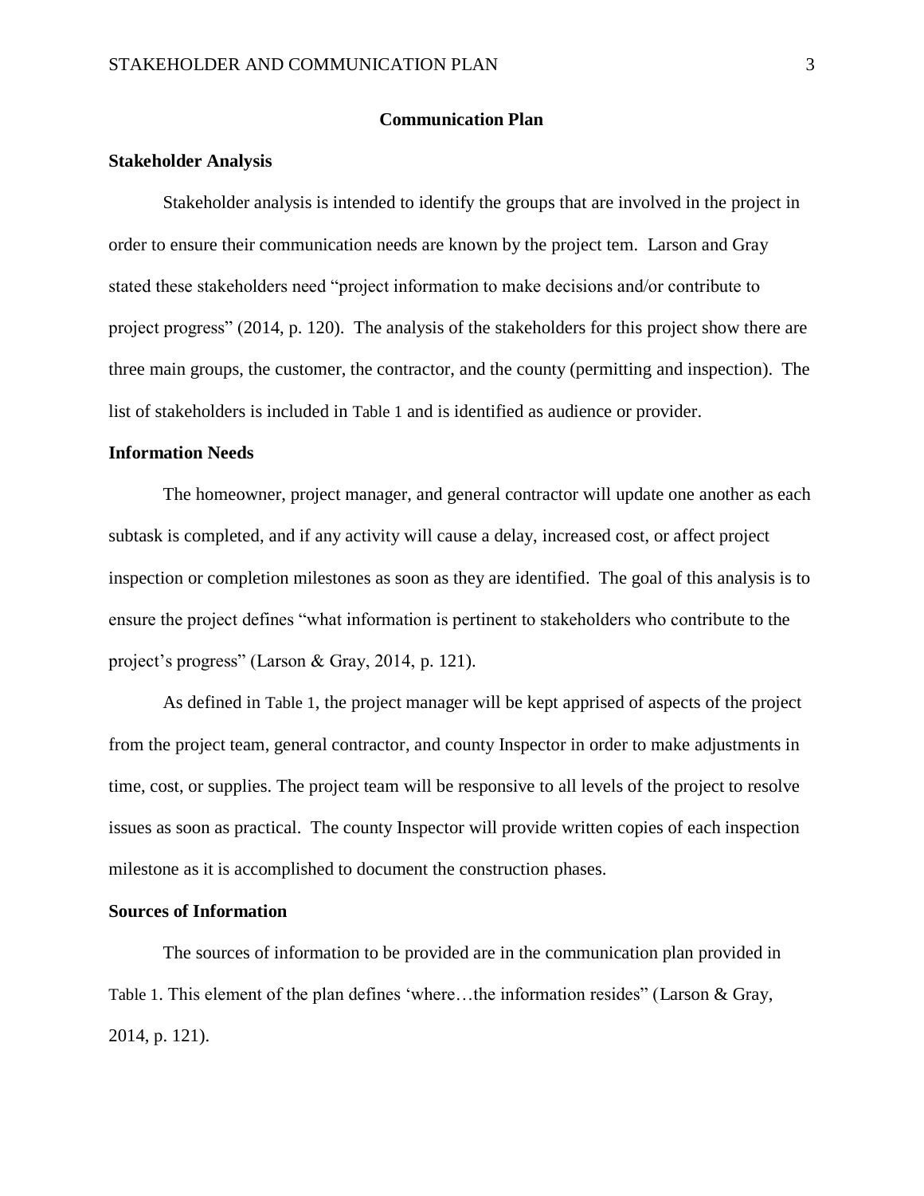# Communication Plan

## Stakeholder Analysis

Stakeholder analysis is intended to identify the groups that are involved in the project in order to ensure their communication needs are known by the project tem. Larson and Gray stated these stakeholders need "project information to make decisions and/or contribute to project progress" (2014, p. 120). The analysis of the stakeholders for this project show there are three main groups, the customer, the contractor, and the county (permitting and inspection). The list of stakeholders is included in Table 1 and is identified as audience or provider.

## Information Needs

The homeowner, project manager, and general contractor will update one another as each subtask is completed, and if any activity will cause a delay, increased cost, or affect project inspection or completion milestones as soon as they are identified. The goal of this analysis is to ensure the project defines "what information is pertinent to stakeholders who contribute to the project's progress" (Larson & Gray, 2014, p. 121).

As defined in Table 1, the project manager will be kept apprised of aspects of the project from the project team, general contractor, and county Inspector in order to make adjustments in time, cost, or supplies. The project team will be responsive to all levels of the project to resolve issues as soon as practical. The county Inspector will provide written copies of each inspection milestone as it is accomplished to document the construction phases.

## Sources of Information

The sources of information to be provided are in the communication plan provided in Table 1. This element of the plan defines 'where…the information resides" (Larson & Gray, 2014, p. 121).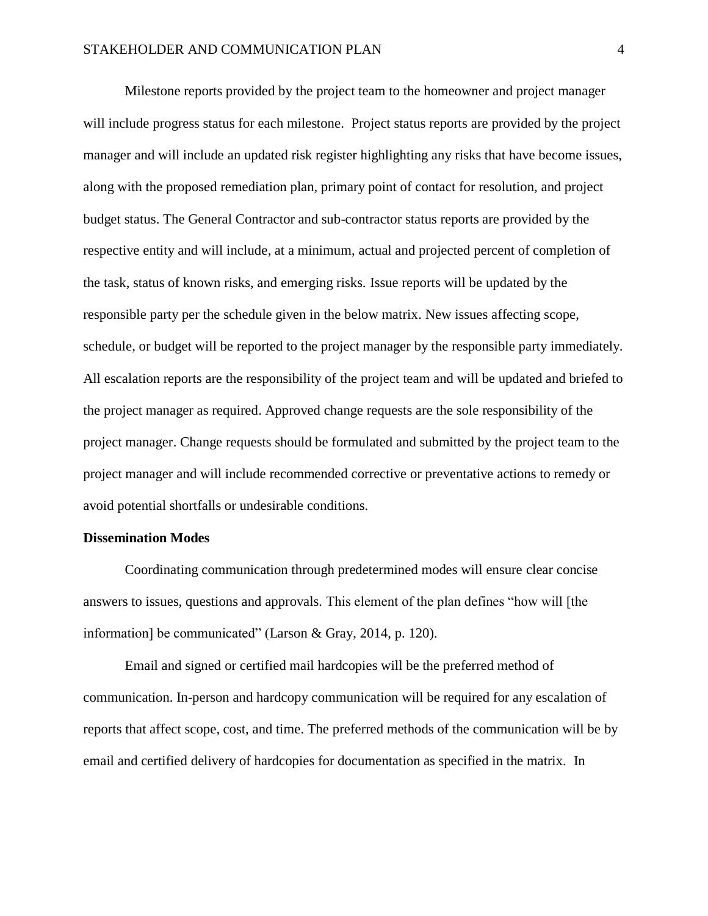Milestone reports provided by the project team to the homeowner and project manager will include progress status for each milestone. Project status reports are provided by the project manager and will include an updated risk register highlighting any risks that have become issues, along with the proposed remediation plan, primary point of contact for resolution, and project budget status. The General Contractor and sub-contractor status reports are provided by the respective entity and will include, at a minimum, actual and projected percent of completion of the task, status of known risks, and emerging risks. Issue reports will be updated by the responsible party per the schedule given in the below matrix. New issues affecting scope, schedule, or budget will be reported to the project manager by the responsible party immediately. All escalation reports are the responsibility of the project team and will be updated and briefed to the project manager as required. Approved change requests are the sole responsibility of the project manager. Change requests should be formulated and submitted by the project team to the project manager and will include recommended corrective or preventative actions to remedy or avoid potential shortfalls or undesirable conditions.

**Dissemination Modes**

Coordinating communication through predetermined modes will ensure clear concise answers to issues, questions and approvals. This element of the plan defines "how will [the information] be communicated" (Larson & Gray, 2014, p. 120).

Email and signed or certified mail hardcopies will be the preferred method of communication. In-person and hardcopy communication will be required for any escalation of reports that affect scope, cost, and time. The preferred methods of the communication will be by email and certified delivery of hardcopies for documentation as specified in the matrix. In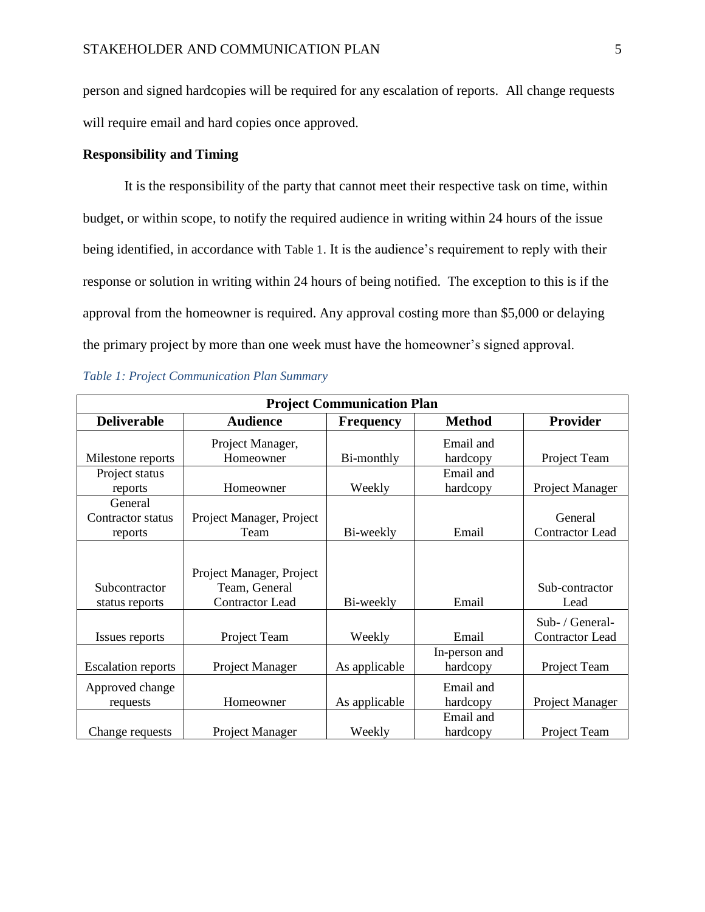person and signed hardcopies will be required for any escalation of reports. All change requests will require email and hard copies once approved.

**Responsibility and Timing**

It is the responsibility of the party that cannot meet their respective task on time, within budget, or within scope, to notify the required audience in writing within 24 hours of the issue being identified, in accordance with Table 1. It is the audience's requirement to reply with their response or solution in writing within 24 hours of being notified. The exception to this is if the approval from the homeowner is required. Any approval costing more than $5,000 or delaying the primary project by more than one week must have the homeowner's signed approval.

*Table 1: Project Communication Plan Summary*

| **Project Communication Plan** | | | | |
|---|---|---|---|---|
| **Deliverable** | **Audience** | **Frequency** | **Method** | **Provider** |
| Milestone reports | Project Manager, Homeowner | Bi-monthly | Email and hardcopy | Project Team |
| Project status reports | Homeowner | Weekly | Email and hardcopy | Project Manager |
| General Contractor status reports | Project Manager, Project Team | Bi-weekly | Email | General Contractor Lead |
| Subcontractor status reports | Project Manager, Project Team, General Contractor Lead | Bi-weekly | Email | Sub-contractor Lead |
| Issues reports | Project Team | Weekly | Email | Sub- / General-Contractor Lead |
| Escalation reports | Project Manager | As applicable | In-person and hardcopy | Project Team |
| Approved change requests | Homeowner | As applicable | Email and hardcopy | Project Manager |
| Change requests | Project Manager | Weekly | Email and hardcopy | Project Team |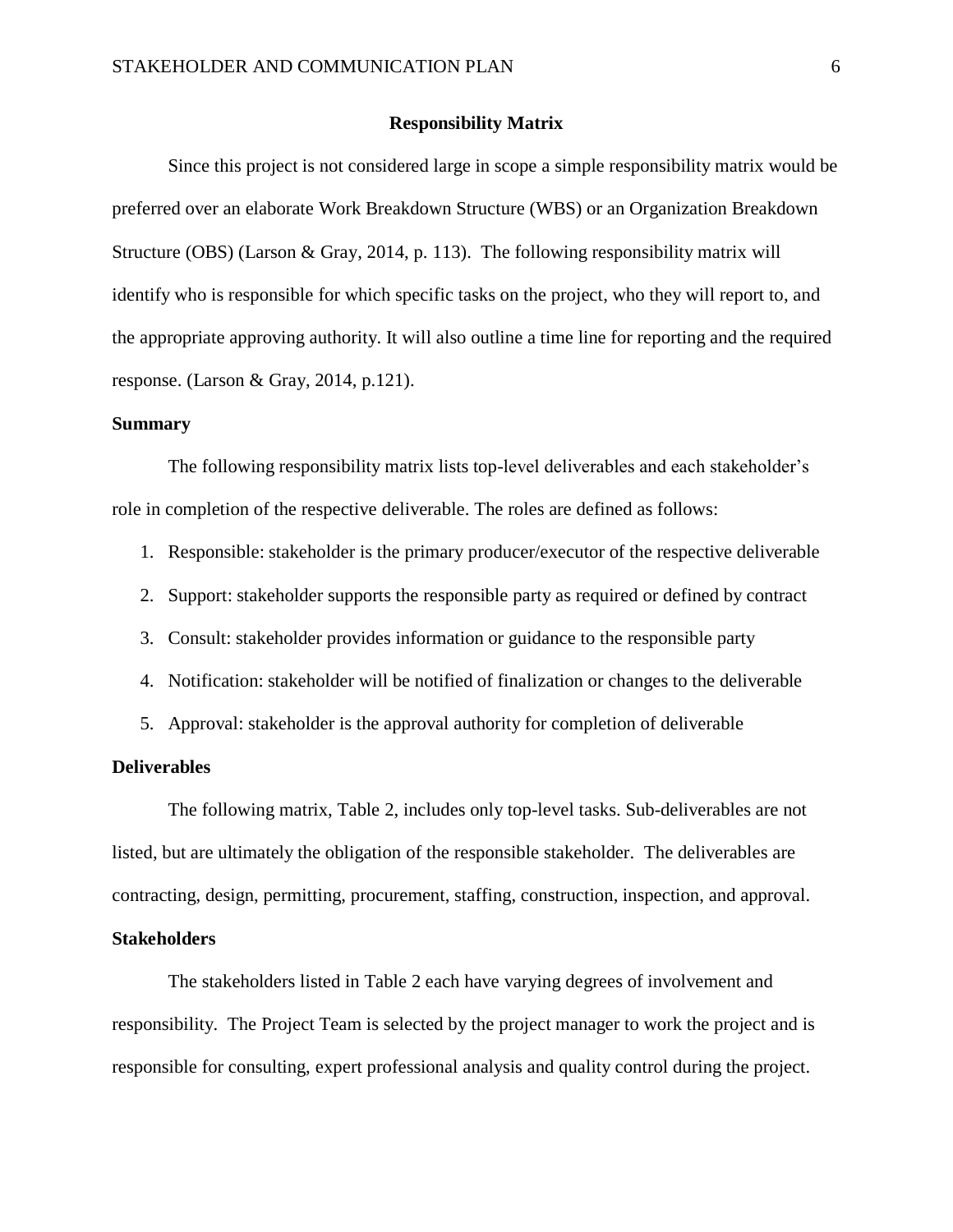## Responsibility Matrix

Since this project is not considered large in scope a simple responsibility matrix would be preferred over an elaborate Work Breakdown Structure (WBS) or an Organization Breakdown Structure (OBS) (Larson & Gray, 2014, p. 113). The following responsibility matrix will identify who is responsible for which specific tasks on the project, who they will report to, and the appropriate approving authority. It will also outline a time line for reporting and the required response. (Larson & Gray, 2014, p.121).

### Summary

The following responsibility matrix lists top-level deliverables and each stakeholder's role in completion of the respective deliverable. The roles are defined as follows:

1. Responsible: stakeholder is the primary producer/executor of the respective deliverable
2. Support: stakeholder supports the responsible party as required or defined by contract
3. Consult: stakeholder provides information or guidance to the responsible party
4. Notification: stakeholder will be notified of finalization or changes to the deliverable
5. Approval: stakeholder is the approval authority for completion of deliverable

### Deliverables

The following matrix, Table 2, includes only top-level tasks. Sub-deliverables are not listed, but are ultimately the obligation of the responsible stakeholder. The deliverables are contracting, design, permitting, procurement, staffing, construction, inspection, and approval.

### Stakeholders

The stakeholders listed in Table 2 each have varying degrees of involvement and responsibility. The Project Team is selected by the project manager to work the project and is responsible for consulting, expert professional analysis and quality control during the project.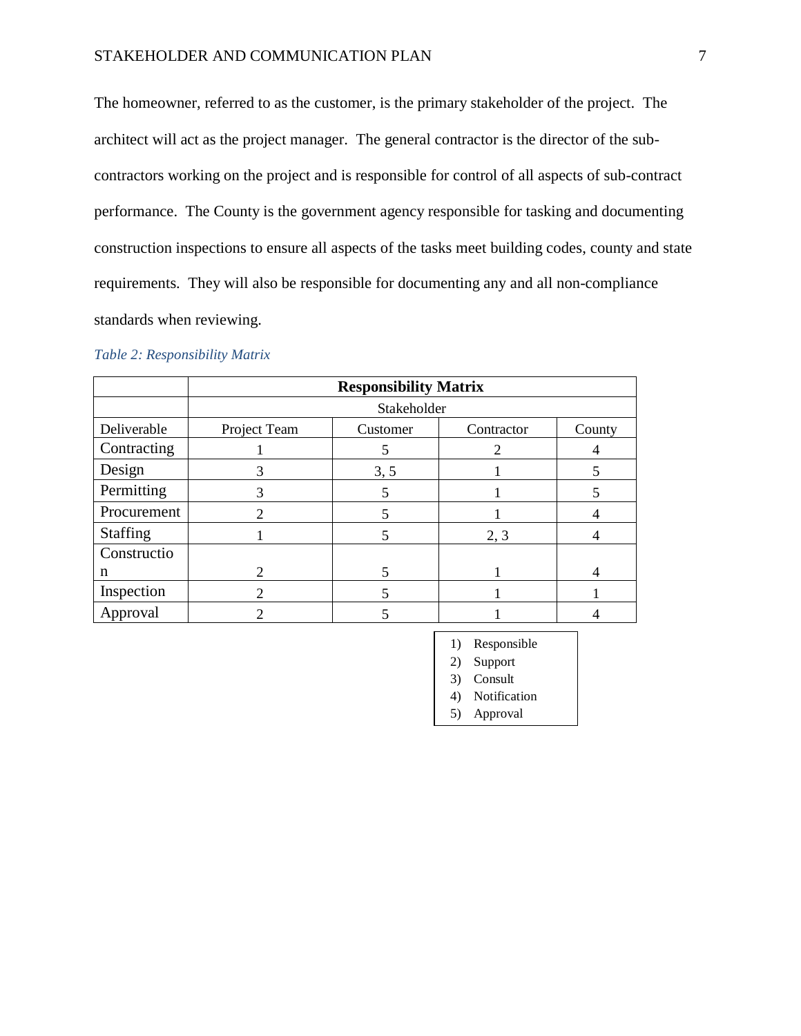The homeowner, referred to as the customer, is the primary stakeholder of the project. The architect will act as the project manager. The general contractor is the director of the sub-contractors working on the project and is responsible for control of all aspects of sub-contract performance. The County is the government agency responsible for tasking and documenting construction inspections to ensure all aspects of the tasks meet building codes, county and state requirements. They will also be responsible for documenting any and all non-compliance standards when reviewing.

*Table 2: Responsibility Matrix*

| | **Responsibility Matrix** | | | |
|---|---|---|---|---|
| | Stakeholder | | | |
| Deliverable | Project Team | Customer | Contractor | County |
| Contracting | 1 | 5 | 2 | 4 |
| Design | 3 | 3, 5 | 1 | 5 |
| Permitting | 3 | 5 | 1 | 5 |
| Procurement | 2 | 5 | 1 | 4 |
| Staffing | 1 | 5 | 2, 3 | 4 |
| Construction | 2 | 5 | 1 | 4 |
| Inspection | 2 | 5 | 1 | 1 |
| Approval | 2 | 5 | 1 | 4 |

1) Responsible
2) Support
3) Consult
4) Notification
5) Approval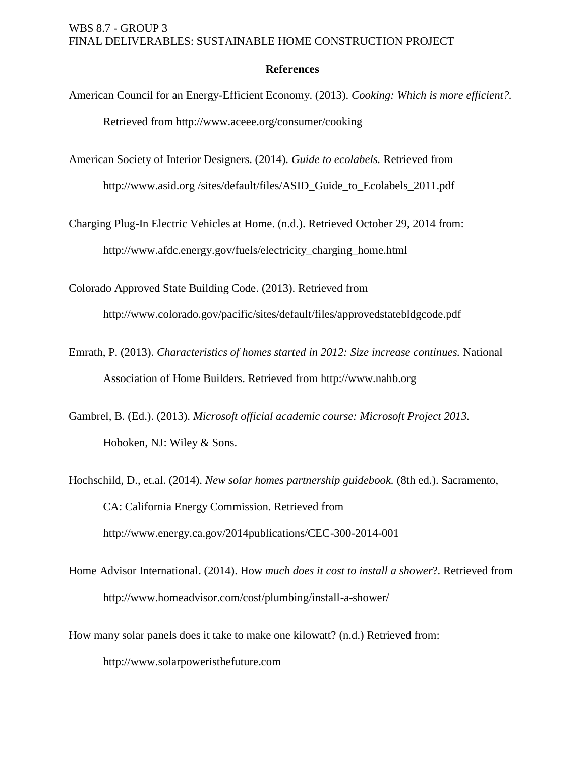## References

American Council for an Energy-Efficient Economy. (2013). *Cooking: Which is more efficient?.* Retrieved from http://www.aceee.org/consumer/cooking

American Society of Interior Designers. (2014). *Guide to ecolabels.* Retrieved from http://www.asid.org /sites/default/files/ASID_Guide_to_Ecolabels_2011.pdf

Charging Plug-In Electric Vehicles at Home. (n.d.). Retrieved October 29, 2014 from: http://www.afdc.energy.gov/fuels/electricity_charging_home.html

Colorado Approved State Building Code. (2013). Retrieved from http://www.colorado.gov/pacific/sites/default/files/approvedstatebldgcode.pdf

Emrath, P. (2013). *Characteristics of homes started in 2012: Size increase continues.* National Association of Home Builders. Retrieved from http://www.nahb.org

Gambrel, B. (Ed.). (2013). *Microsoft official academic course: Microsoft Project 2013.* Hoboken, NJ: Wiley & Sons.

Hochschild, D., et.al. (2014). *New solar homes partnership guidebook.* (8th ed.). Sacramento, CA: California Energy Commission. Retrieved from http://www.energy.ca.gov/2014publications/CEC-300-2014-001

Home Advisor International. (2014). How *much does it cost to install a shower*?. Retrieved from http://www.homeadvisor.com/cost/plumbing/install-a-shower/

How many solar panels does it take to make one kilowatt? (n.d.) Retrieved from: http://www.solarpoweristhefuture.com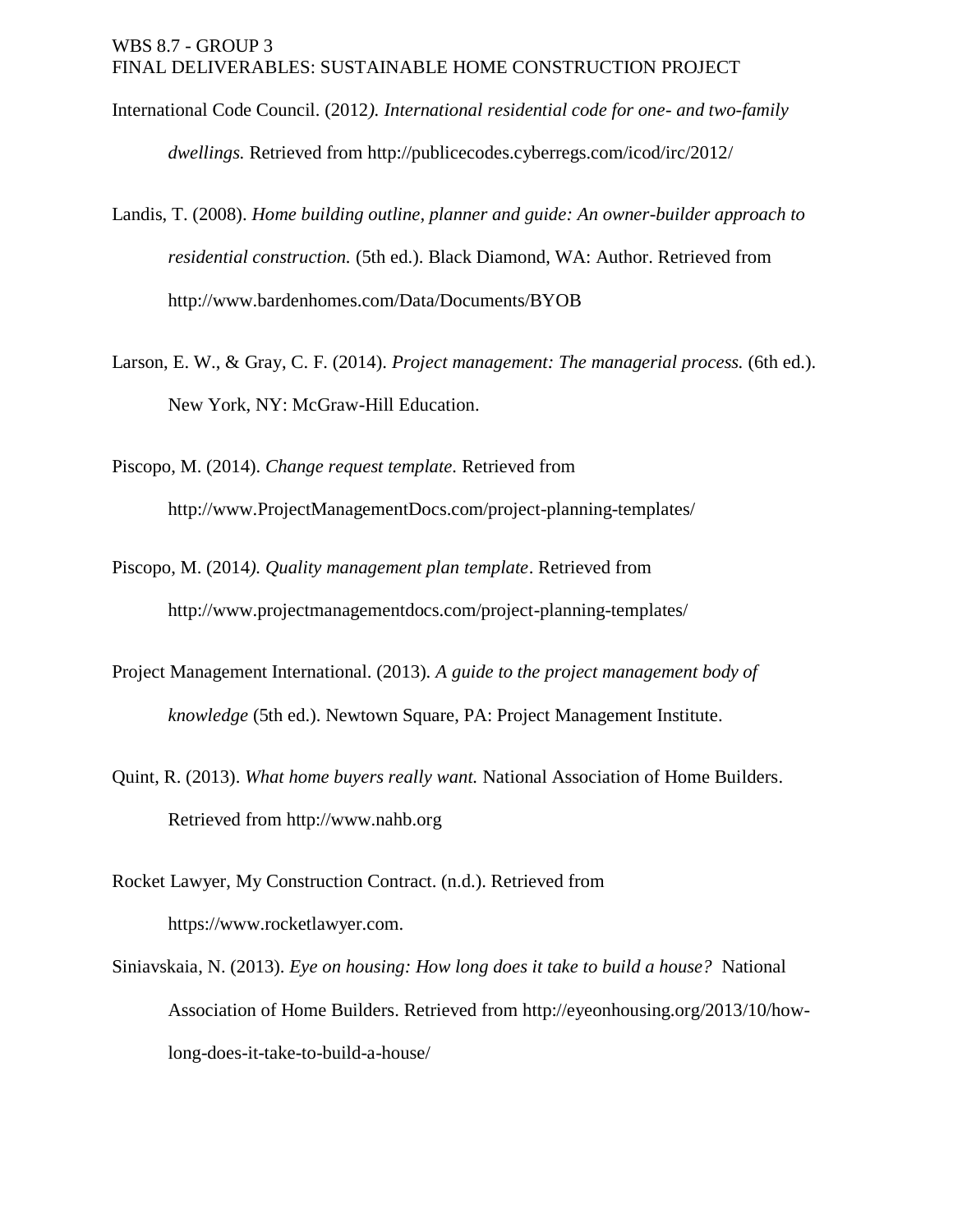International Code Council. (2012*). International residential code for one- and two-family dwellings.* Retrieved from http://publicecodes.cyberregs.com/icod/irc/2012/

Landis, T. (2008). *Home building outline, planner and guide: An owner-builder approach to residential construction.* (5th ed.). Black Diamond, WA: Author. Retrieved from http://www.bardenhomes.com/Data/Documents/BYOB

Larson, E. W., & Gray, C. F. (2014). *Project management: The managerial process.* (6th ed.). New York, NY: McGraw-Hill Education.

Piscopo, M. (2014). *Change request template.* Retrieved from http://www.ProjectManagementDocs.com/project-planning-templates/

Piscopo, M. (2014*). Quality management plan template*. Retrieved from http://www.projectmanagementdocs.com/project-planning-templates/

Project Management International. (2013). *A guide to the project management body of knowledge* (5th ed.). Newtown Square, PA: Project Management Institute.

Quint, R. (2013). *What home buyers really want.* National Association of Home Builders. Retrieved from http://www.nahb.org

Rocket Lawyer, My Construction Contract. (n.d.). Retrieved from https://www.rocketlawyer.com.

Siniavskaia, N. (2013). *Eye on housing: How long does it take to build a house?* National Association of Home Builders. Retrieved from http://eyeonhousing.org/2013/10/how-long-does-it-take-to-build-a-house/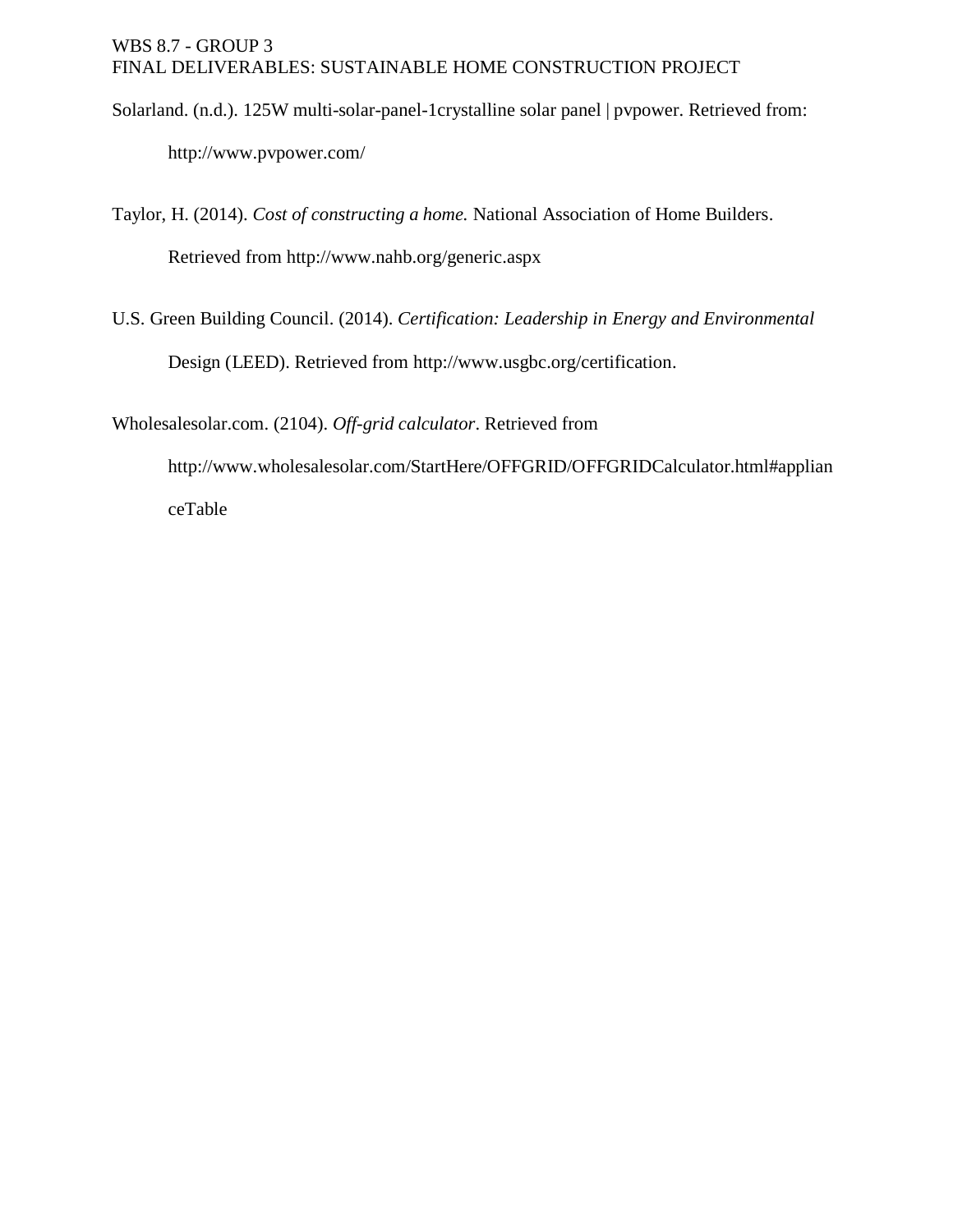Solarland. (n.d.). 125W multi-solar-panel-1crystalline solar panel | pvpower. Retrieved from: http://www.pvpower.com/

Taylor, H. (2014). *Cost of constructing a home.* National Association of Home Builders. Retrieved from http://www.nahb.org/generic.aspx

U.S. Green Building Council. (2014). *Certification: Leadership in Energy and Environmental* Design (LEED). Retrieved from http://www.usgbc.org/certification.

Wholesalesolar.com. (2104). *Off-grid calculator*. Retrieved from http://www.wholesalesolar.com/StartHere/OFFGRID/OFFGRIDCalculator.html#applianceTable